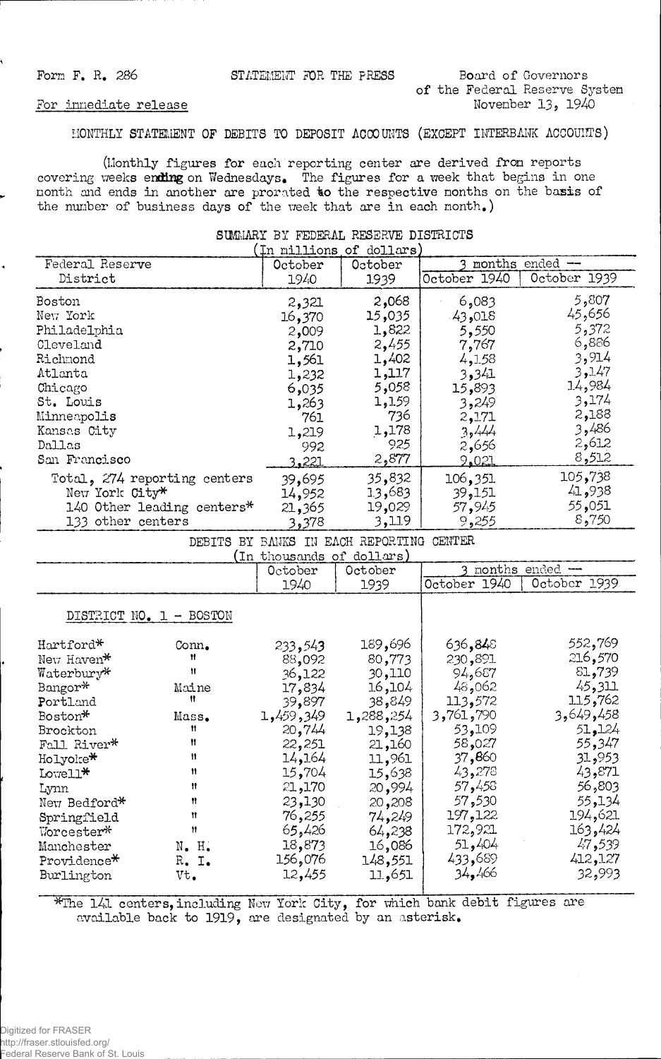Form F. R. 286

STATEMENT FOR THE PRESS

Board of Governors of the Federal Reserve System
November 13, 1940

For immediate release

MONTHLY STATEMENT OF DEBITS TO DEPOSIT ACCOUNTS (EXCEPT INTERBANK ACCOUNTS)

(Monthly figures for each reporting center are derived from reports covering weeks ending on Wednesdays. The figures for a week that begins in one month and ends in another are prorated to the respective months on the basis of the number of business days of the week that are in each month.)

SUMMARY BY FEDERAL RESERVE DISTRICTS
(In millions of dollars)

| Federal Reserve District | October 1940 | October 1939 | 3 months ended — October 1940 | 3 months ended — October 1939 |
|---|---|---|---|---|
| Boston | 2,321 | 2,068 | 6,083 | 5,807 |
| New York | 16,370 | 15,035 | 43,018 | 45,656 |
| Philadelphia | 2,009 | 1,822 | 5,550 | 5,372 |
| Cleveland | 2,710 | 2,455 | 7,767 | 6,886 |
| Richmond | 1,561 | 1,402 | 4,158 | 3,914 |
| Atlanta | 1,232 | 1,117 | 3,341 | 3,147 |
| Chicago | 6,035 | 5,058 | 15,893 | 14,984 |
| St. Louis | 1,263 | 1,159 | 3,249 | 3,174 |
| Minneapolis | 761 | 736 | 2,171 | 2,188 |
| Kansas City | 1,219 | 1,178 | 3,444 | 3,486 |
| Dallas | 992 | 925 | 2,656 | 2,612 |
| San Francisco | 3,221 | 2,877 | 9,021 | 8,512 |
| Total, 274 reporting centers | 39,695 | 35,832 | 106,351 | 105,738 |
| New York City* | 14,952 | 13,683 | 39,151 | 41,938 |
| 140 Other leading centers* | 21,365 | 19,029 | 57,945 | 55,051 |
| 133 other centers | 3,378 | 3,119 | 9,255 | 8,750 |

DEBITS BY BANKS IN EACH REPORTING CENTER
(In thousands of dollars)

| | | October 1940 | October 1939 | 3 months ended — October 1940 | 3 months ended — October 1939 |
|---|---|---|---|---|---|
| **DISTRICT NO. 1 - BOSTON** | | | | | |
| Hartford* | Conn. | 233,543 | 189,696 | 636,848 | 552,769 |
| New Haven* | " | 88,092 | 80,773 | 230,891 | 216,570 |
| Waterbury* | " | 36,122 | 30,110 | 94,687 | 81,739 |
| Bangor* | Maine | 17,834 | 16,104 | 48,062 | 45,311 |
| Portland | " | 39,897 | 38,849 | 113,572 | 115,762 |
| Boston* | Mass. | 1,459,349 | 1,288,254 | 3,761,790 | 3,649,458 |
| Brockton | " | 20,744 | 19,138 | 53,109 | 51,124 |
| Fall River* | " | 22,251 | 21,160 | 58,027 | 55,347 |
| Holyoke* | " | 14,164 | 11,961 | 37,860 | 31,953 |
| Lowell* | " | 15,704 | 15,638 | 43,278 | 43,871 |
| Lynn | " | 21,170 | 20,994 | 57,458 | 56,803 |
| New Bedford* | " | 23,130 | 20,208 | 57,530 | 55,134 |
| Springfield | " | 76,255 | 74,249 | 197,122 | 194,621 |
| Worcester* | " | 65,426 | 64,238 | 172,921 | 163,424 |
| Manchester | N. H. | 18,873 | 16,086 | 51,404 | 47,539 |
| Providence* | R. I. | 156,076 | 148,551 | 433,689 | 412,127 |
| Burlington | Vt. | 12,455 | 11,651 | 34,466 | 32,993 |

*The 141 centers, including New York City, for which bank debit figures are available back to 1919, are designated by an asterisk.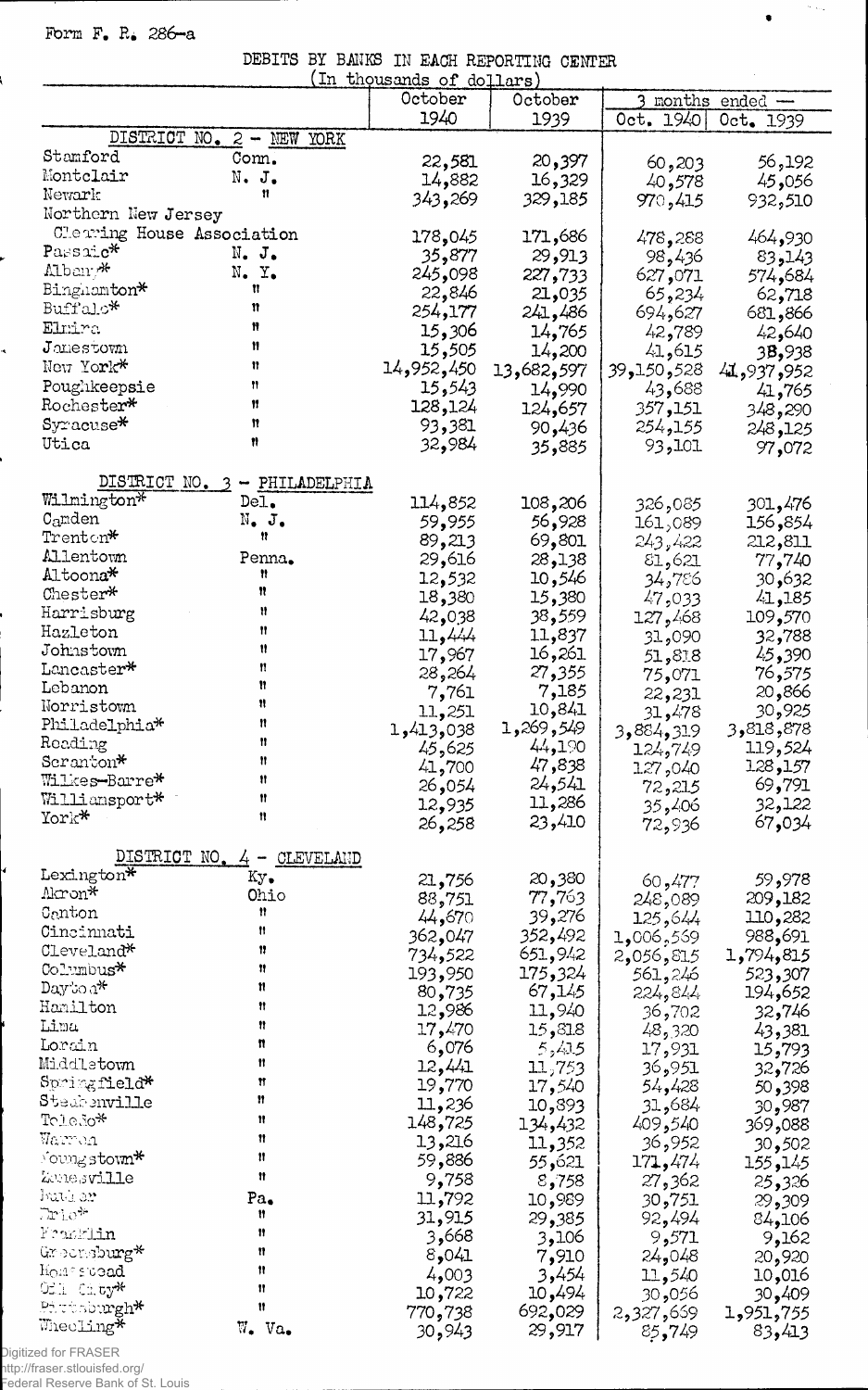Form F. R. 286-a

DEBITS BY BANKS IN EACH REPORTING CENTER

(In thousands of dollars)

| | | October 1940 | October 1939 | 3 months ended — Oct. 1940 | Oct. 1939 |
|---|---|---|---|---|---|
| DISTRICT NO. 2 - NEW YORK | | | | | |
| Stamford | Conn. | 22,581 | 20,397 | 60,203 | 56,192 |
| Montclair | N. J. | 14,882 | 16,329 | 40,578 | 45,056 |
| Newark | " | 343,269 | 329,185 | 970,415 | 932,510 |
| Northern New Jersey Clearing House Association | | 178,045 | 171,686 | 478,288 | 464,930 |
| Passaic* | N. J. | 35,877 | 29,913 | 98,436 | 83,143 |
| Albany* | N. Y. | 245,098 | 227,733 | 627,071 | 574,684 |
| Binghamton* | " | 22,846 | 21,035 | 65,234 | 62,718 |
| Buffalo* | " | 254,177 | 241,486 | 694,627 | 681,866 |
| Elmira | " | 15,306 | 14,765 | 42,789 | 42,640 |
| Jamestown | " | 15,505 | 14,200 | 41,615 | 38,938 |
| New York* | " | 14,952,450 | 13,682,597 | 39,150,528 | 41,937,952 |
| Poughkeepsie | " | 15,543 | 14,990 | 43,688 | 41,765 |
| Rochester* | " | 128,124 | 124,657 | 357,151 | 348,290 |
| Syracuse* | " | 93,381 | 90,436 | 254,155 | 248,125 |
| Utica | " | 32,984 | 35,885 | 93,101 | 97,072 |
| DISTRICT NO. 3 - PHILADELPHIA | | | | | |
| Wilmington* | Del. | 114,852 | 108,206 | 326,085 | 301,476 |
| Camden | N. J. | 59,955 | 56,928 | 161,089 | 156,854 |
| Trenton* | " | 89,213 | 69,801 | 243,422 | 212,811 |
| Allentown | Penna. | 29,616 | 28,138 | 81,621 | 77,740 |
| Altoona* | " | 12,532 | 10,546 | 34,786 | 30,632 |
| Chester* | " | 18,380 | 15,380 | 47,033 | 41,185 |
| Harrisburg | " | 42,038 | 38,559 | 127,468 | 109,570 |
| Hazleton | " | 11,444 | 11,837 | 31,090 | 32,788 |
| Johnstown | " | 17,967 | 16,261 | 51,818 | 45,390 |
| Lancaster* | " | 28,264 | 27,355 | 75,071 | 76,575 |
| Lebanon | " | 7,761 | 7,185 | 22,231 | 20,866 |
| Norristown | " | 11,251 | 10,841 | 31,478 | 30,925 |
| Philadelphia* | " | 1,413,038 | 1,269,549 | 3,884,319 | 3,818,878 |
| Reading | " | 45,625 | 44,190 | 124,749 | 119,524 |
| Scranton* | " | 41,700 | 47,838 | 127,040 | 128,157 |
| Wilkes-Barre* | " | 26,054 | 24,541 | 72,215 | 69,791 |
| Williamsport* | " | 12,935 | 11,286 | 35,406 | 32,122 |
| York* | " | 26,258 | 23,410 | 72,936 | 67,034 |
| DISTRICT NO. 4 - CLEVELAND | | | | | |
| Lexington* | Ky. | 21,756 | 20,380 | 60,477 | 59,978 |
| Akron* | Ohio | 88,751 | 77,763 | 248,089 | 209,182 |
| Canton | " | 44,670 | 39,276 | 125,644 | 110,282 |
| Cincinnati | " | 362,047 | 352,492 | 1,006,569 | 988,691 |
| Cleveland* | " | 734,522 | 651,942 | 2,056,815 | 1,794,815 |
| Columbus* | " | 193,950 | 175,324 | 561,246 | 523,307 |
| Dayton* | " | 80,735 | 67,145 | 224,844 | 194,652 |
| Hamilton | " | 12,986 | 11,940 | 36,702 | 32,746 |
| Lima | " | 17,470 | 15,818 | 48,320 | 43,381 |
| Lorain | " | 6,076 | 5,415 | 17,931 | 15,793 |
| Middletown | " | 12,441 | 11,753 | 36,951 | 32,726 |
| Springfield* | " | 19,770 | 17,540 | 54,428 | 50,398 |
| Steubenville | " | 11,236 | 10,893 | 31,684 | 30,987 |
| Toledo* | " | 148,725 | 134,432 | 409,540 | 369,088 |
| Warren | " | 13,216 | 11,352 | 36,952 | 30,502 |
| Youngstown* | " | 59,886 | 55,621 | 171,474 | 155,145 |
| Zanesville | " | 9,758 | 8,758 | 27,362 | 25,326 |
| Butler | Pa. | 11,792 | 10,989 | 30,751 | 29,309 |
| Erie* | " | 31,915 | 29,385 | 92,494 | 84,106 |
| Franklin | " | 3,668 | 3,106 | 9,571 | 9,162 |
| Greensburg* | " | 8,041 | 7,910 | 24,048 | 20,920 |
| Homestead | " | 4,003 | 3,454 | 11,540 | 10,016 |
| Oil City* | " | 10,722 | 10,494 | 30,056 | 30,409 |
| Pittsburgh* | " | 770,738 | 692,029 | 2,327,669 | 1,951,755 |
| Wheeling* | W. Va. | 30,943 | 29,917 | 85,749 | 83,413 |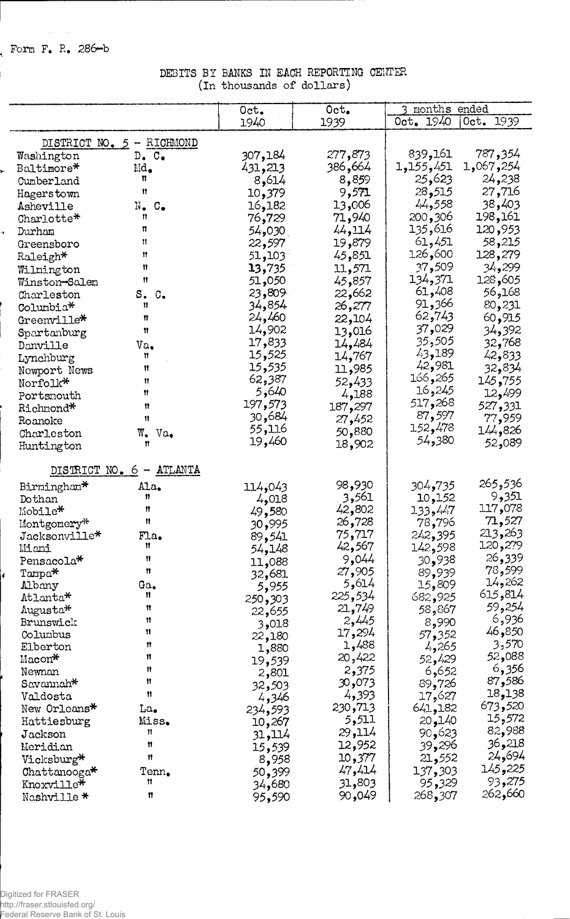Form F. R. 286-b

DEBITS BY BANKS IN EACH REPORTING CENTER
(In thousands of dollars)

| | | Oct. 1940 | Oct. 1939 | 3 months ended Oct. 1940 | Oct. 1939 |
|---|---|---|---|---|---|
| DISTRICT NO. 5 - RICHMOND | | | | | |
| Washington | D. C. | 307,184 | 277,873 | 839,161 | 787,354 |
| Baltimore* | Md. | 431,213 | 386,664 | 1,155,451 | 1,067,254 |
| Cumberland | " | 8,614 | 8,859 | 25,623 | 24,238 |
| Hagerstown | " | 10,379 | 9,571 | 28,515 | 27,716 |
| Asheville | N. C. | 16,182 | 13,006 | 44,558 | 38,403 |
| Charlotte* | " | 76,729 | 71,940 | 200,306 | 198,161 |
| Durham | " | 54,030 | 44,114 | 135,616 | 120,953 |
| Greensboro | " | 22,597 | 19,879 | 61,451 | 58,215 |
| Raleigh* | " | 51,103 | 45,851 | 126,600 | 128,279 |
| Wilmington | " | 13,735 | 11,571 | 37,509 | 34,299 |
| Winston-Salem | " | 51,050 | 45,857 | 134,371 | 128,605 |
| Charleston | S. C. | 23,809 | 22,662 | 61,408 | 56,168 |
| Columbia* | " | 34,854 | 26,277 | 91,366 | 80,231 |
| Greenville* | " | 24,460 | 22,104 | 62,743 | 60,915 |
| Spartanburg | " | 14,902 | 13,016 | 37,029 | 34,392 |
| Danville | Va. | 17,833 | 14,484 | 35,505 | 32,768 |
| Lynchburg | " | 15,525 | 14,767 | 43,189 | 42,833 |
| Newport News | " | 15,535 | 11,985 | 42,981 | 32,834 |
| Norfolk* | " | 62,387 | 52,433 | 166,265 | 145,755 |
| Portsmouth | " | 5,640 | 4,188 | 16,245 | 12,499 |
| Richmond* | " | 197,573 | 187,297 | 517,268 | 527,331 |
| Roanoke | " | 30,684 | 27,452 | 87,597 | 77,959 |
| Charleston | W. Va. | 55,116 | 50,880 | 152,478 | 144,826 |
| Huntington | " | 19,460 | 18,902 | 54,380 | 52,089 |
| DISTRICT NO. 6 - ATLANTA | | | | | |
| Birmingham* | Ala. | 114,043 | 98,930 | 304,735 | 265,536 |
| Dothan | " | 4,018 | 3,561 | 10,152 | 9,351 |
| Mobile* | " | 49,580 | 42,802 | 133,447 | 117,078 |
| Montgomery* | " | 30,995 | 26,728 | 78,796 | 71,527 |
| Jacksonville* | Fla. | 89,541 | 75,717 | 242,395 | 213,263 |
| Miami | " | 54,148 | 42,567 | 142,598 | 120,279 |
| Pensacola* | " | 11,088 | 9,044 | 30,938 | 26,339 |
| Tampa* | " | 32,681 | 27,905 | 89,939 | 78,599 |
| Albany | Ga. | 5,955 | 5,614 | 15,809 | 14,262 |
| Atlanta* | " | 250,303 | 225,534 | 682,925 | 615,814 |
| Augusta* | " | 22,655 | 21,749 | 58,867 | 59,254 |
| Brunswick | " | 3,018 | 2,445 | 8,990 | 6,936 |
| Columbus | " | 22,180 | 17,294 | 57,352 | 46,850 |
| Elberton | " | 1,880 | 1,488 | 4,265 | 3,570 |
| Macon* | " | 19,539 | 20,422 | 52,429 | 52,088 |
| Newnan | " | 2,801 | 2,375 | 6,652 | 6,356 |
| Savannah* | " | 32,503 | 30,073 | 89,726 | 87,586 |
| Valdosta | " | 4,346 | 4,393 | 17,627 | 18,138 |
| New Orleans* | La. | 234,593 | 230,713 | 641,182 | 673,520 |
| Hattiesburg | Miss. | 10,267 | 5,511 | 20,140 | 15,572 |
| Jackson | " | 31,114 | 29,114 | 90,623 | 82,988 |
| Meridian | " | 15,539 | 12,952 | 39,296 | 36,218 |
| Vicksburg* | " | 8,958 | 10,377 | 21,552 | 24,694 |
| Chattanooga* | Tenn. | 50,399 | 47,414 | 137,303 | 145,225 |
| Knoxville* | " | 34,680 | 31,803 | 95,329 | 93,275 |
| Nashville * | " | 95,590 | 90,049 | 268,307 | 262,660 |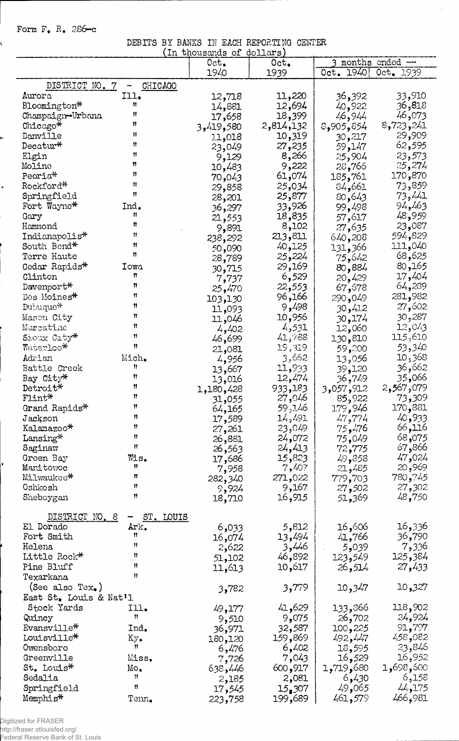Form F. R. 286-c

DEBITS BY BANKS IN EACH REPORTING CENTER

(In thousands of dollars)

| | | Oct. 1940 | Oct. 1939 | 3 months ended -- Oct. 1940 | Oct. 1939 |
|---|---|---|---|---|---|
| DISTRICT NO. 7 - CHICAGO | | | | | |
| Aurora | Ill. | 12,718 | 11,220 | 36,392 | 33,910 |
| Bloomington* | " | 14,881 | 12,694 | 40,922 | 36,818 |
| Champaign-Urbana | " | 17,658 | 18,399 | 46,944 | 46,073 |
| Chicago* | " | 3,419,580 | 2,814,132 | 8,905,854 | 8,723,241 |
| Danville | " | 11,018 | 10,319 | 30,217 | 29,909 |
| Decatur* | " | 23,049 | 27,235 | 59,147 | 62,595 |
| Elgin | " | 9,129 | 8,266 | 25,904 | 23,573 |
| Moline | " | 10,483 | 9,222 | 28,766 | 25,274 |
| Peoria* | " | 70,043 | 61,074 | 185,761 | 170,870 |
| Rockford* | " | 29,858 | 25,034 | 84,661 | 73,859 |
| Springfield | " | 28,201 | 25,877 | 80,643 | 73,441 |
| Fort Wayne* | Ind. | 36,297 | 33,926 | 99,498 | 94,463 |
| Gary | " | 21,553 | 18,835 | 57,617 | 48,959 |
| Hammond | " | 9,891 | 8,102 | 27,635 | 23,087 |
| Indianapolis* | " | 238,292 | 213,811 | 640,208 | 594,829 |
| South Bend* | " | 50,090 | 40,125 | 131,366 | 111,040 |
| Terre Haute | " | 28,789 | 25,224 | 75,642 | 68,625 |
| Cedar Rapids* | Iowa | 30,715 | 29,169 | 80,884 | 80,165 |
| Clinton | " | 7,737 | 6,529 | 20,429 | 17,404 |
| Davenport* | " | 25,470 | 22,553 | 67,678 | 64,289 |
| Des Moines* | " | 103,130 | 96,166 | 290,049 | 281,982 |
| Dubuque* | " | 11,093 | 9,498 | 30,412 | 27,602 |
| Mason City | " | 11,046 | 10,956 | 30,174 | 30,287 |
| Muscatine | " | 4,402 | 4,531 | 12,060 | 12,043 |
| Sioux City* | " | 46,699 | 41,788 | 130,810 | 115,610 |
| Waterloo* | " | 21,081 | 19,319 | 59,200 | 53,340 |
| Adrian | Mich. | 4,956 | 3,662 | 13,056 | 10,368 |
| Battle Creek | " | 13,667 | 11,933 | 39,120 | 36,662 |
| Bay City* | " | 13,016 | 12,474 | 36,749 | 35,066 |
| Detroit* | " | 1,180,428 | 933,183 | 3,057,912 | 2,567,079 |
| Flint* | " | 31,055 | 27,046 | 85,922 | 73,309 |
| Grand Rapids* | " | 64,165 | 59,146 | 179,946 | 170,881 |
| Jackson | " | 17,589 | 14,491 | 47,774 | 40,933 |
| Kalamazoo* | " | 27,261 | 23,049 | 75,476 | 66,116 |
| Lansing* | " | 26,881 | 24,072 | 75,049 | 68,075 |
| Saginaw | " | 26,563 | 24,413 | 72,775 | 67,866 |
| Green Bay | Wis. | 17,686 | 15,823 | 49,858 | 47,024 |
| Manitowoc | " | 7,958 | 7,407 | 21,485 | 20,969 |
| Milwaukee* | " | 282,340 | 271,022 | 779,703 | 780,745 |
| Oshkosh | " | 9,924 | 9,167 | 27,502 | 27,302 |
| Sheboygan | " | 18,710 | 16,915 | 51,369 | 48,750 |
| DISTRICT NO. 8 - ST. LOUIS | | | | | |
| El Dorado | Ark. | 6,033 | 5,812 | 16,606 | 16,336 |
| Fort Smith | " | 16,074 | 13,494 | 41,766 | 36,790 |
| Helena | " | 2,622 | 3,446 | 5,039 | 7,336 |
| Little Rock* | " | 51,102 | 46,892 | 123,549 | 125,384 |
| Pine Bluff | " | 11,613 | 10,617 | 26,514 | 27,433 |
| Texarkana (See also Tex.) | " | 3,782 | 3,779 | 10,347 | 10,327 |
| East St. Louis & Nat'l Stock Yards | Ill. | 49,177 | 41,629 | 133,866 | 118,902 |
| Quincy | " | 9,510 | 9,075 | 26,702 | 24,924 |
| Evansville* | Ind. | 36,971 | 32,587 | 100,225 | 91,797 |
| Louisville* | Ky. | 180,120 | 159,869 | 492,447 | 458,082 |
| Owensboro | " | 6,476 | 6,402 | 18,595 | 23,846 |
| Greenville | Miss. | 7,726 | 7,043 | 16,529 | 16,952 |
| St. Louis* | Mo. | 638,446 | 600,917 | 1,719,680 | 1,698,600 |
| Sedalia | " | 2,185 | 2,081 | 6,430 | 6,158 |
| Springfield | " | 17,545 | 15,307 | 49,065 | 44,175 |
| Memphis* | Tenn. | 223,758 | 199,689 | 461,579 | 466,981 |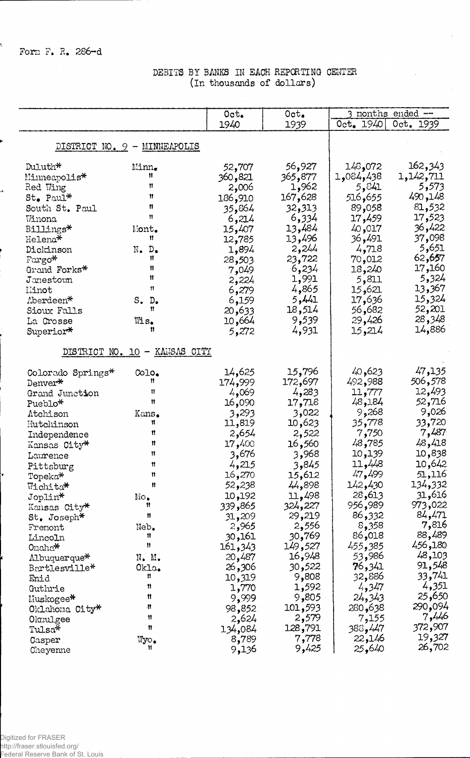Form F. R. 286-d

DEBITS BY BANKS IN EACH REPORTING CENTER
(In thousands of dollars)

| | | Oct. 1940 | Oct. 1939 | 3 months ended -- Oct. 1940 | Oct. 1939 |
|---|---|---|---|---|---|
| **DISTRICT NO. 9 - MINNEAPOLIS** | | | | | |
| Duluth* | Minn. | 52,707 | 56,927 | 148,072 | 162,343 |
| Minneapolis* | " | 360,821 | 365,877 | 1,084,438 | 1,142,711 |
| Red Wing | " | 2,006 | 1,962 | 5,841 | 5,573 |
| St. Paul* | " | 186,910 | 167,628 | 516,655 | 490,148 |
| South St. Paul | " | 35,864 | 32,313 | 89,058 | 81,532 |
| Winona | " | 6,214 | 6,334 | 17,459 | 17,523 |
| Billings* | Mont. | 15,407 | 13,484 | 40,017 | 36,422 |
| Helena* | " | 12,785 | 13,496 | 36,491 | 37,098 |
| Dickinson | N. D. | 1,894 | 2,244 | 4,718 | 5,651 |
| Fargo* | " | 28,503 | 23,722 | 70,012 | 62,657 |
| Grand Forks* | " | 7,049 | 6,234 | 18,240 | 17,160 |
| Jamestown | " | 2,224 | 1,991 | 5,811 | 5,324 |
| Minot | " | 6,279 | 4,865 | 15,621 | 13,367 |
| Aberdeen* | S. D. | 6,159 | 5,441 | 17,636 | 15,324 |
| Sioux Falls | " | 20,633 | 18,514 | 56,682 | 52,201 |
| La Crosse | Wis. | 10,664 | 9,539 | 29,426 | 28,348 |
| Superior* | " | 5,272 | 4,931 | 15,214 | 14,886 |
| **DISTRICT NO. 10 - KANSAS CITY** | | | | | |
| Colorado Springs* | Colo. | 14,625 | 15,796 | 40,623 | 47,135 |
| Denver* | " | 174,999 | 172,697 | 492,988 | 506,578 |
| Grand Junction | " | 4,069 | 4,283 | 11,777 | 12,493 |
| Pueblo* | " | 16,090 | 17,718 | 48,184 | 52,716 |
| Atchison | Kans. | 3,293 | 3,022 | 9,268 | 9,026 |
| Hutchinson | " | 11,819 | 10,623 | 35,778 | 33,720 |
| Independence | " | 2,654 | 2,522 | 7,750 | 7,487 |
| Kansas City* | " | 17,400 | 16,560 | 48,785 | 48,418 |
| Lawrence | " | 3,676 | 3,968 | 10,139 | 10,838 |
| Pittsburg | " | 4,215 | 3,845 | 11,448 | 10,642 |
| Topeka* | " | 16,270 | 15,612 | 47,499 | 51,116 |
| Wichita* | " | 52,238 | 44,898 | 142,430 | 134,332 |
| Joplin* | Mo. | 10,192 | 11,498 | 28,613 | 31,616 |
| Kansas City* | " | 339,865 | 324,227 | 956,989 | 973,022 |
| St. Joseph* | " | 31,209 | 29,219 | 86,332 | 84,471 |
| Fremont | Neb. | 2,965 | 2,556 | 8,358 | 7,816 |
| Lincoln | " | 30,161 | 30,769 | 86,018 | 88,489 |
| Omaha* | " | 161,343 | 149,527 | 455,385 | 456,180 |
| Albuquerque* | N. M. | 20,487 | 16,948 | 53,986 | 48,103 |
| Bartlesville* | Okla. | 26,306 | 30,522 | 76,341 | 91,548 |
| Enid | " | 10,319 | 9,808 | 32,886 | 33,741 |
| Guthrie | " | 1,770 | 1,592 | 4,347 | 4,351 |
| Muskogee* | " | 9,999 | 9,805 | 24,343 | 25,650 |
| Oklahoma City* | " | 98,852 | 101,593 | 280,638 | 290,094 |
| Okmulgee | " | 2,624 | 2,579 | 7,155 | 7,446 |
| Tulsa* | " | 134,084 | 128,791 | 388,447 | 372,907 |
| Casper | Wyo. | 8,789 | 7,778 | 22,146 | 19,327 |
| Cheyenne | " | 9,136 | 9,425 | 25,640 | 26,702 |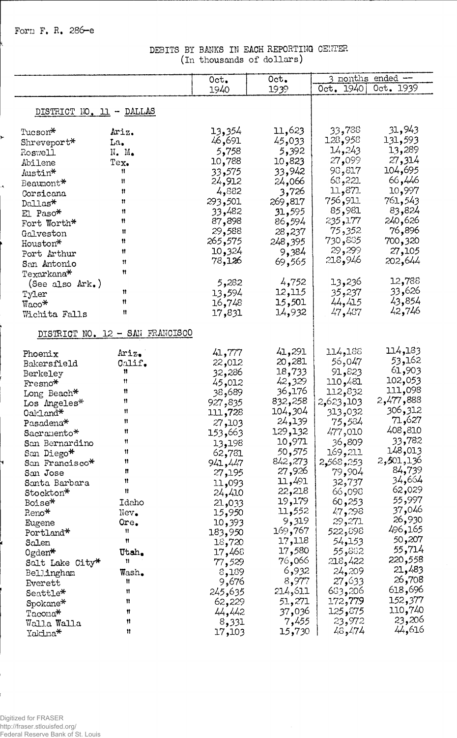Form F. R. 286-e

DEBITS BY BANKS IN EACH REPORTING CENTER
(In thousands of dollars)

| | | Oct. 1940 | Oct. 1939 | 3 months ended -- Oct. 1940 | Oct. 1939 |
|---|---|---|---|---|---|
| **DISTRICT NO. 11 - DALLAS** | | | | | |
| Tucson* | Ariz. | 13,354 | 11,623 | 33,788 | 31,943 |
| Shreveport* | La. | 46,691 | 45,033 | 128,958 | 131,593 |
| Roswell | N. M. | 5,758 | 5,392 | 14,243 | 13,289 |
| Abilene | Tex. | 10,788 | 10,823 | 27,099 | 27,314 |
| Austin* | " | 33,575 | 33,942 | 98,817 | 104,695 |
| Beaumont* | " | 24,912 | 24,066 | 68,221 | 66,446 |
| Corsicana | " | 4,882 | 3,726 | 11,871 | 10,997 |
| Dallas* | " | 293,501 | 269,817 | 756,911 | 761,543 |
| El Paso* | " | 33,482 | 31,595 | 85,981 | 83,824 |
| Fort Worth* | " | 87,898 | 86,594 | 235,177 | 240,626 |
| Galveston | " | 29,588 | 28,237 | 75,352 | 76,896 |
| Houston* | " | 265,575 | 248,395 | 730,885 | 700,320 |
| Port Arthur | " | 10,324 | 9,384 | 29,299 | 27,105 |
| San Antonio | " | 78,126 | 69,565 | 218,946 | 202,644 |
| Texarkana* (See also Ark.) | " | 5,282 | 4,752 | 13,236 | 12,788 |
| Tyler | " | 13,594 | 12,115 | 35,237 | 33,626 |
| Waco* | " | 16,748 | 15,501 | 44,415 | 43,854 |
| Wichita Falls | " | 17,831 | 14,932 | 47,487 | 42,746 |
| **DISTRICT NO. 12 - SAN FRANCISCO** | | | | | |
| Phoenix | Ariz. | 41,777 | 41,291 | 114,188 | 114,183 |
| Bakersfield | Calif. | 22,012 | 20,281 | 56,047 | 53,162 |
| Berkeley | " | 32,286 | 18,733 | 91,823 | 61,903 |
| Fresno* | " | 45,012 | 42,329 | 110,481 | 102,053 |
| Long Beach* | " | 38,689 | 36,176 | 112,832 | 111,098 |
| Los Angeles* | " | 927,835 | 832,258 | 2,623,103 | 2,477,888 |
| Oakland* | " | 111,728 | 104,304 | 313,032 | 306,312 |
| Pasadena* | " | 27,103 | 24,139 | 75,584 | 71,627 |
| Sacramento* | " | 153,663 | 129,132 | 477,010 | 408,810 |
| San Bernardino | " | 13,198 | 10,971 | 36,809 | 33,782 |
| San Diego* | " | 62,781 | 50,575 | 169,211 | 148,013 |
| San Francisco* | " | 941,447 | 842,273 | 2,568,253 | 2,501,136 |
| San Jose | " | 27,195 | 27,926 | 79,904 | 84,739 |
| Santa Barbara | " | 11,093 | 11,491 | 32,737 | 34,664 |
| Stockton* | " | 24,410 | 22,218 | 66,098 | 62,029 |
| Boise* | Idaho | 21,033 | 19,179 | 60,253 | 55,997 |
| Reno* | Nev. | 15,950 | 11,552 | 47,298 | 37,046 |
| Eugene | Ore. | 10,393 | 9,319 | 29,271 | 26,930 |
| Portland* | " | 183,950 | 169,767 | 522,898 | 496,165 |
| Salem | " | 18,720 | 17,118 | 54,153 | 50,207 |
| Ogden* | Utah. | 17,468 | 17,580 | 55,882 | 55,714 |
| Salt Lake City* | " | 77,529 | 76,066 | 218,422 | 220,558 |
| Bellingham | Wash. | 8,189 | 6,932 | 24,209 | 21,483 |
| Everett | " | 9,676 | 8,977 | 27,633 | 26,708 |
| Seattle* | " | 245,635 | 214,611 | 683,206 | 618,696 |
| Spokane* | " | 62,229 | 51,271 | 172,779 | 152,377 |
| Tacoma* | " | 44,442 | 37,036 | 125,875 | 110,740 |
| Walla Walla | " | 8,331 | 7,455 | 23,972 | 23,206 |
| Yakima* | " | 17,103 | 15,730 | 48,474 | 44,616 |